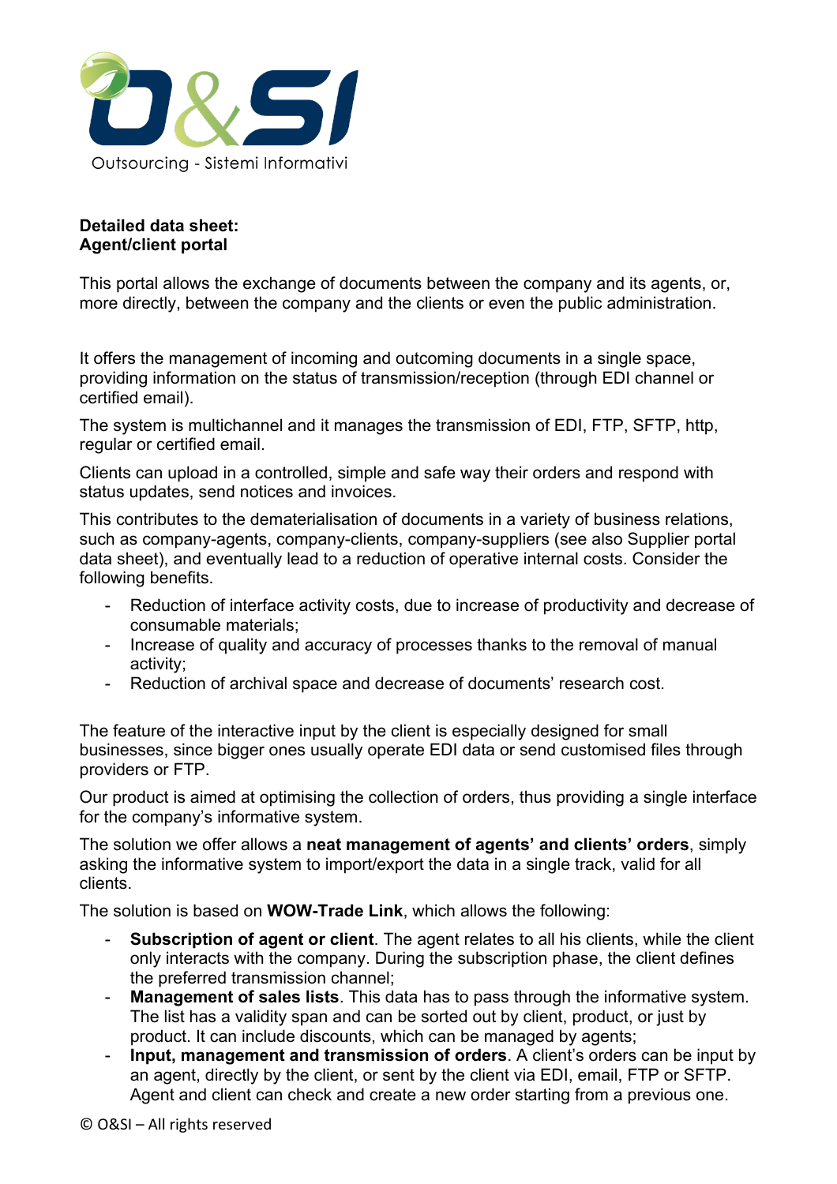Outsourcing - Sistemi Informativi

**Detailed data sheet:**
**Agent/client portal**

This portal allows the exchange of documents between the company and its agents, or, more directly, between the company and the clients or even the public administration.

It offers the management of incoming and outcoming documents in a single space, providing information on the status of transmission/reception (through EDI channel or certified email).

The system is multichannel and it manages the transmission of EDI, FTP, SFTP, http, regular or certified email.

Clients can upload in a controlled, simple and safe way their orders and respond with status updates, send notices and invoices.

This contributes to the dematerialisation of documents in a variety of business relations, such as company-agents, company-clients, company-suppliers (see also Supplier portal data sheet), and eventually lead to a reduction of operative internal costs. Consider the following benefits.

- Reduction of interface activity costs, due to increase of productivity and decrease of consumable materials;
- Increase of quality and accuracy of processes thanks to the removal of manual activity;
- Reduction of archival space and decrease of documents' research cost.

The feature of the interactive input by the client is especially designed for small businesses, since bigger ones usually operate EDI data or send customised files through providers or FTP.

Our product is aimed at optimising the collection of orders, thus providing a single interface for the company's informative system.

The solution we offer allows a **neat management of agents' and clients' orders**, simply asking the informative system to import/export the data in a single track, valid for all clients.

The solution is based on **WOW-Trade Link**, which allows the following:

- **Subscription of agent or client**. The agent relates to all his clients, while the client only interacts with the company. During the subscription phase, the client defines the preferred transmission channel;
- **Management of sales lists**. This data has to pass through the informative system. The list has a validity span and can be sorted out by client, product, or just by product. It can include discounts, which can be managed by agents;
- **Input, management and transmission of orders**. A client's orders can be input by an agent, directly by the client, or sent by the client via EDI, email, FTP or SFTP. Agent and client can check and create a new order starting from a previous one.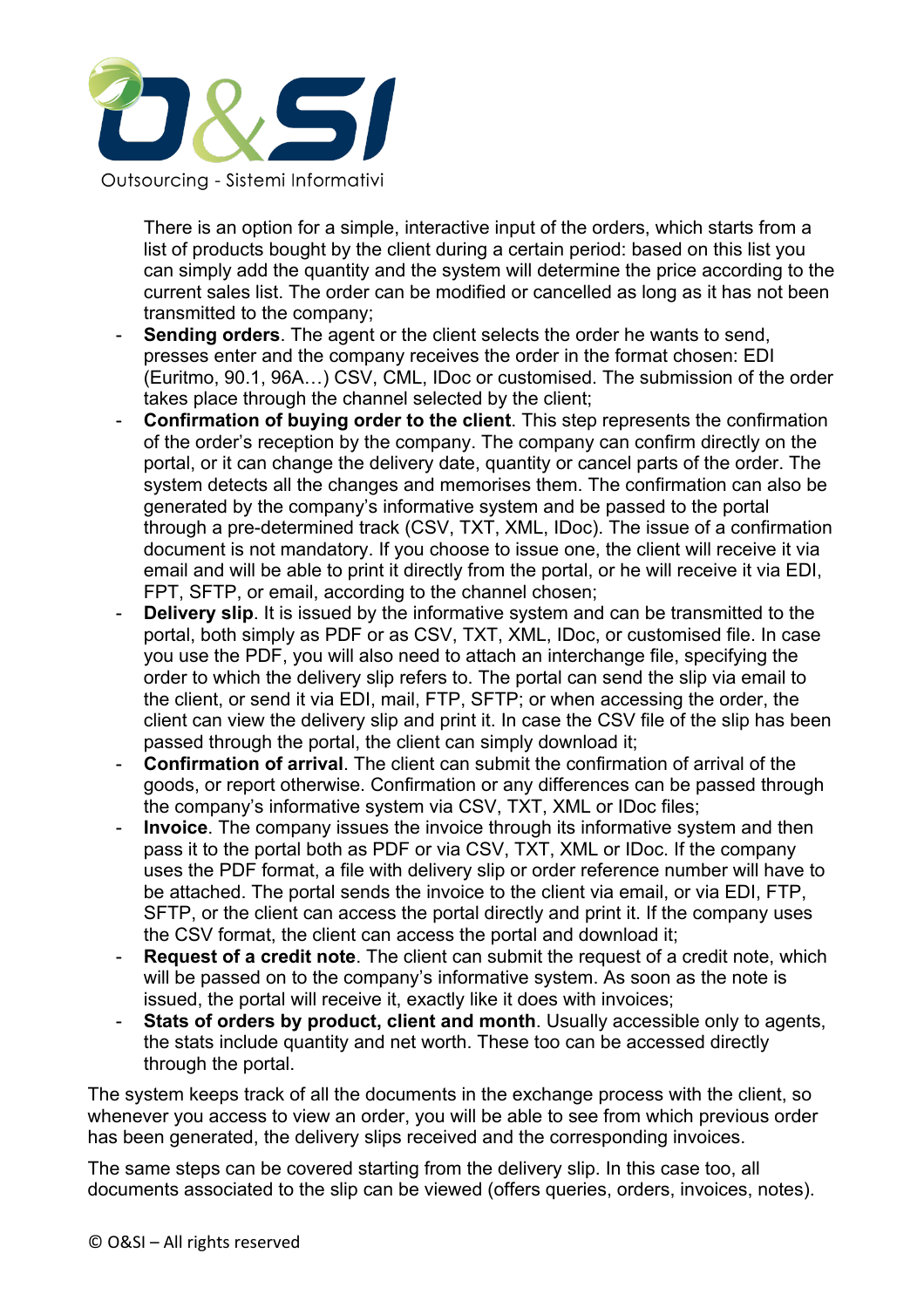There is an option for a simple, interactive input of the orders, which starts from a list of products bought by the client during a certain period: based on this list you can simply add the quantity and the system will determine the price according to the current sales list. The order can be modified or cancelled as long as it has not been transmitted to the company;

- **Sending orders**. The agent or the client selects the order he wants to send, presses enter and the company receives the order in the format chosen: EDI (Euritmo, 90.1, 96A…) CSV, CML, IDoc or customised. The submission of the order takes place through the channel selected by the client;
- **Confirmation of buying order to the client**. This step represents the confirmation of the order's reception by the company. The company can confirm directly on the portal, or it can change the delivery date, quantity or cancel parts of the order. The system detects all the changes and memorises them. The confirmation can also be generated by the company's informative system and be passed to the portal through a pre-determined track (CSV, TXT, XML, IDoc). The issue of a confirmation document is not mandatory. If you choose to issue one, the client will receive it via email and will be able to print it directly from the portal, or he will receive it via EDI, FPT, SFTP, or email, according to the channel chosen;
- **Delivery slip**. It is issued by the informative system and can be transmitted to the portal, both simply as PDF or as CSV, TXT, XML, IDoc, or customised file. In case you use the PDF, you will also need to attach an interchange file, specifying the order to which the delivery slip refers to. The portal can send the slip via email to the client, or send it via EDI, mail, FTP, SFTP; or when accessing the order, the client can view the delivery slip and print it. In case the CSV file of the slip has been passed through the portal, the client can simply download it;
- **Confirmation of arrival**. The client can submit the confirmation of arrival of the goods, or report otherwise. Confirmation or any differences can be passed through the company's informative system via CSV, TXT, XML or IDoc files;
- **Invoice**. The company issues the invoice through its informative system and then pass it to the portal both as PDF or via CSV, TXT, XML or IDoc. If the company uses the PDF format, a file with delivery slip or order reference number will have to be attached. The portal sends the invoice to the client via email, or via EDI, FTP, SFTP, or the client can access the portal directly and print it. If the company uses the CSV format, the client can access the portal and download it;
- **Request of a credit note**. The client can submit the request of a credit note, which will be passed on to the company's informative system. As soon as the note is issued, the portal will receive it, exactly like it does with invoices;
- **Stats of orders by product, client and month**. Usually accessible only to agents, the stats include quantity and net worth. These too can be accessed directly through the portal.

The system keeps track of all the documents in the exchange process with the client, so whenever you access to view an order, you will be able to see from which previous order has been generated, the delivery slips received and the corresponding invoices.

The same steps can be covered starting from the delivery slip. In this case too, all documents associated to the slip can be viewed (offers queries, orders, invoices, notes).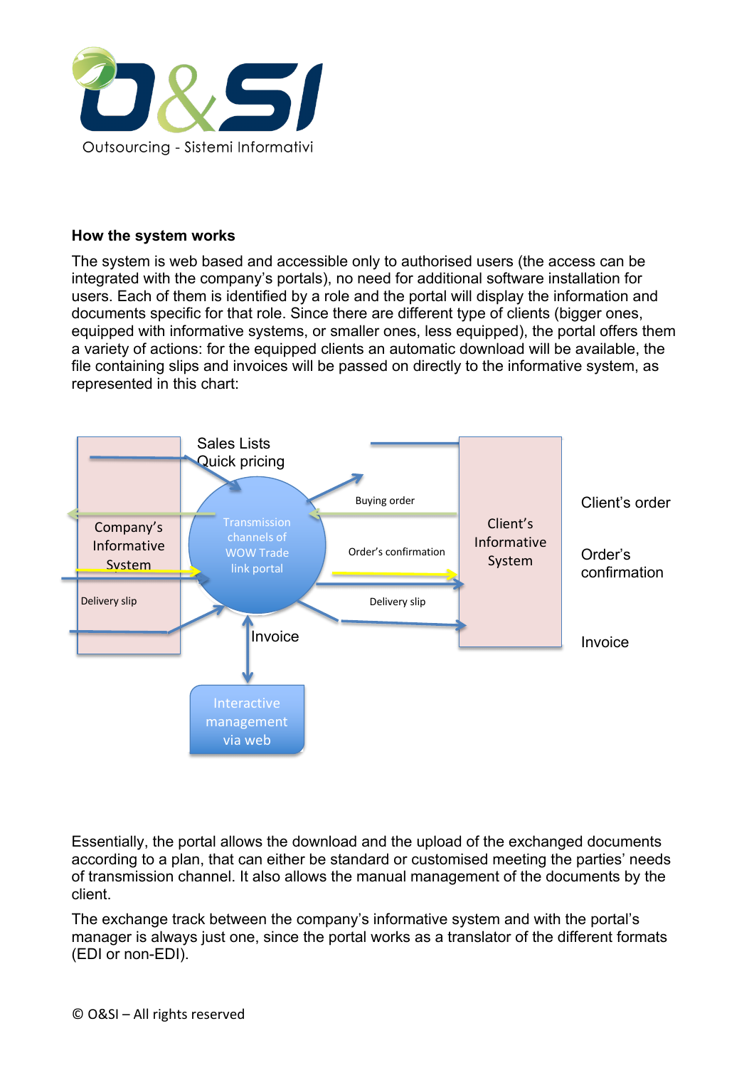**How the system works**

The system is web based and accessible only to authorised users (the access can be integrated with the company's portals), no need for additional software installation for users. Each of them is identified by a role and the portal will display the information and documents specific for that role. Since there are different type of clients (bigger ones, equipped with informative systems, or smaller ones, less equipped), the portal offers them a variety of actions: for the equipped clients an automatic download will be available, the file containing slips and invoices will be passed on directly to the informative system, as represented in this chart:

Sales Lists
Quick pricing

Company's Informative System

Delivery slip

Transmission channels of WOW Trade link portal

Buying order

Order's confirmation

Delivery slip

Client's Informative System

Client's order

Order's confirmation

Invoice

Invoice

Interactive management via web

Essentially, the portal allows the download and the upload of the exchanged documents according to a plan, that can either be standard or customised meeting the parties' needs of transmission channel. It also allows the manual management of the documents by the client.

The exchange track between the company's informative system and with the portal's manager is always just one, since the portal works as a translator of the different formats (EDI or non-EDI).

© O&SI – All rights reserved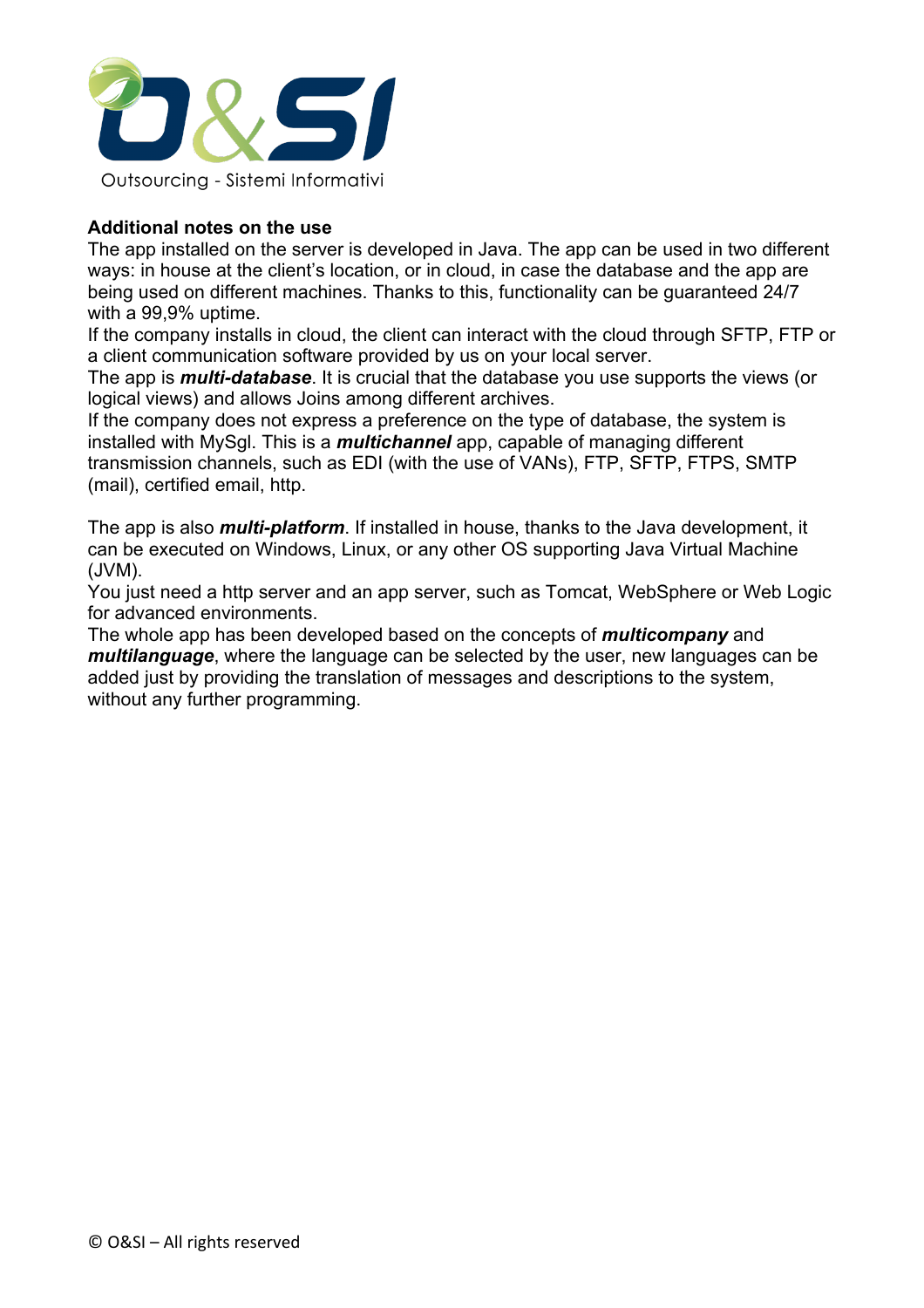Outsourcing - Sistemi Informativi

**Additional notes on the use**

The app installed on the server is developed in Java. The app can be used in two different ways: in house at the client's location, or in cloud, in case the database and the app are being used on different machines. Thanks to this, functionality can be guaranteed 24/7 with a 99,9% uptime.

If the company installs in cloud, the client can interact with the cloud through SFTP, FTP or a client communication software provided by us on your local server.

The app is ***multi-database***. It is crucial that the database you use supports the views (or logical views) and allows Joins among different archives.

If the company does not express a preference on the type of database, the system is installed with MySgl. This is a ***multichannel*** app, capable of managing different transmission channels, such as EDI (with the use of VANs), FTP, SFTP, FTPS, SMTP (mail), certified email, http.

The app is also ***multi-platform***. If installed in house, thanks to the Java development, it can be executed on Windows, Linux, or any other OS supporting Java Virtual Machine (JVM).

You just need a http server and an app server, such as Tomcat, WebSphere or Web Logic for advanced environments.

The whole app has been developed based on the concepts of ***multicompany*** and ***multilanguage***, where the language can be selected by the user, new languages can be added just by providing the translation of messages and descriptions to the system, without any further programming.

© O&SI – All rights reserved